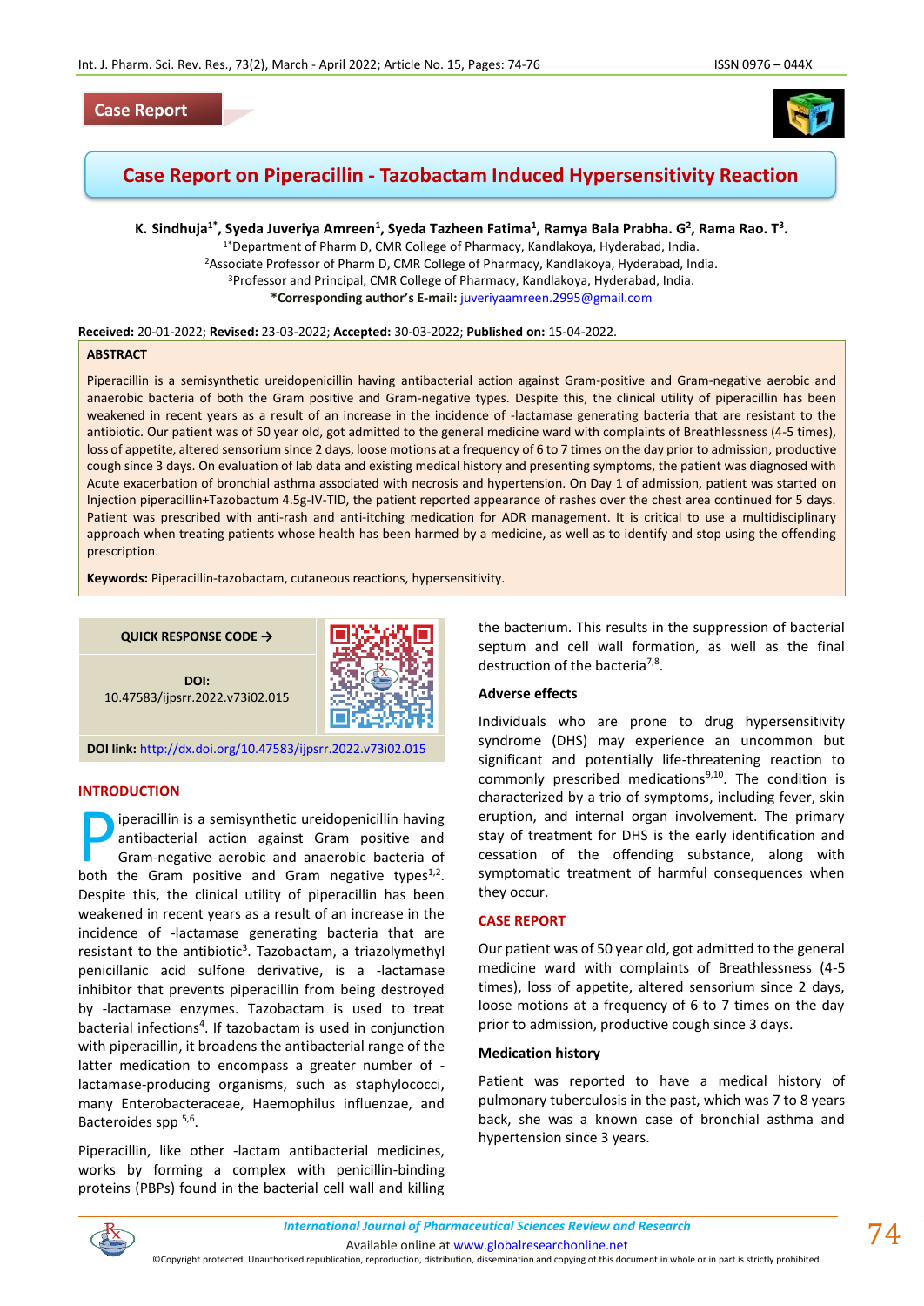Case Report

# Case Report on Piperacillin - Tazobactam Induced Hypersensitivity Reaction

**K. Sindhuja[1*], Syeda Juveriya Amreen[1], Syeda Tazheen Fatima[1], Ramya Bala Prabha. G[2], Rama Rao. T[3].**

[1*]Department of Pharm D, CMR College of Pharmacy, Kandlakoya, Hyderabad, India.
[2]Associate Professor of Pharm D, CMR College of Pharmacy, Kandlakoya, Hyderabad, India.
[3]Professor and Principal, CMR College of Pharmacy, Kandlakoya, Hyderabad, India.
***Corresponding author's E-mail:** juveriyaamreen.2995@gmail.com

**Received:** 20-01-2022; **Revised:** 23-03-2022; **Accepted:** 30-03-2022; **Published on:** 15-04-2022.

## ABSTRACT

Piperacillin is a semisynthetic ureidopenicillin having antibacterial action against Gram-positive and Gram-negative aerobic and anaerobic bacteria of both the Gram positive and Gram-negative types. Despite this, the clinical utility of piperacillin has been weakened in recent years as a result of an increase in the incidence of -lactamase generating bacteria that are resistant to the antibiotic. Our patient was of 50 year old, got admitted to the general medicine ward with complaints of Breathlessness (4-5 times), loss of appetite, altered sensorium since 2 days, loose motions at a frequency of 6 to 7 times on the day prior to admission, productive cough since 3 days. On evaluation of lab data and existing medical history and presenting symptoms, the patient was diagnosed with Acute exacerbation of bronchial asthma associated with necrosis and hypertension. On Day 1 of admission, patient was started on Injection piperacillin+Tazobactum 4.5g-IV-TID, the patient reported appearance of rashes over the chest area continued for 5 days. Patient was prescribed with anti-rash and anti-itching medication for ADR management. It is critical to use a multidisciplinary approach when treating patients whose health has been harmed by a medicine, as well as to identify and stop using the offending prescription.

**Keywords:** Piperacillin-tazobactam, cutaneous reactions, hypersensitivity.

QUICK RESPONSE CODE →

**DOI:**
10.47583/ijpsrr.2022.v73i02.015

**DOI link:** http://dx.doi.org/10.47583/ijpsrr.2022.v73i02.015

## INTRODUCTION

Piperacillin is a semisynthetic ureidopenicillin having antibacterial action against Gram positive and Gram-negative aerobic and anaerobic bacteria of both the Gram positive and Gram negative types[1,2]. Despite this, the clinical utility of piperacillin has been weakened in recent years as a result of an increase in the incidence of -lactamase generating bacteria that are resistant to the antibiotic[3]. Tazobactam, a triazolymethyl penicillanic acid sulfone derivative, is a -lactamase inhibitor that prevents piperacillin from being destroyed by -lactamase enzymes. Tazobactam is used to treat bacterial infections[4]. If tazobactam is used in conjunction with piperacillin, it broadens the antibacterial range of the latter medication to encompass a greater number of -lactamase-producing organisms, such as staphylococci, many Enterobacteraceae, Haemophilus influenzae, and Bacteroides spp [5,6].

Piperacillin, like other -lactam antibacterial medicines, works by forming a complex with penicillin-binding proteins (PBPs) found in the bacterial cell wall and killing the bacterium. This results in the suppression of bacterial septum and cell wall formation, as well as the final destruction of the bacteria[7,8].

### Adverse effects

Individuals who are prone to drug hypersensitivity syndrome (DHS) may experience an uncommon but significant and potentially life-threatening reaction to commonly prescribed medications[9,10]. The condition is characterized by a trio of symptoms, including fever, skin eruption, and internal organ involvement. The primary stay of treatment for DHS is the early identification and cessation of the offending substance, along with symptomatic treatment of harmful consequences when they occur.

## CASE REPORT

Our patient was of 50 year old, got admitted to the general medicine ward with complaints of Breathlessness (4-5 times), loss of appetite, altered sensorium since 2 days, loose motions at a frequency of 6 to 7 times on the day prior to admission, productive cough since 3 days.

### Medication history

Patient was reported to have a medical history of pulmonary tuberculosis in the past, which was 7 to 8 years back, she was a known case of bronchial asthma and hypertension since 3 years.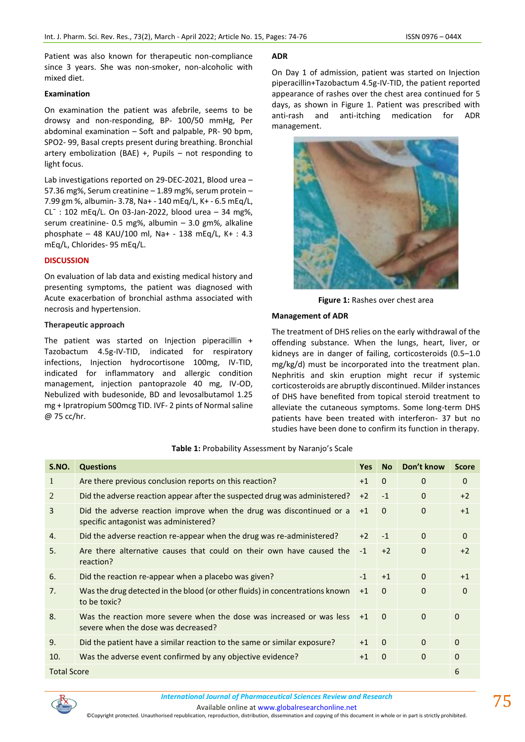Patient was also known for therapeutic non-compliance since 3 years. She was non-smoker, non-alcoholic with mixed diet.

### Examination

On examination the patient was afebrile, seems to be drowsy and non-responding, BP- 100/50 mmHg, Per abdominal examination – Soft and palpable, PR- 90 bpm, SPO2- 99, Basal crepts present during breathing. Bronchial artery embolization (BAE) +, Pupils – not responding to light focus.

Lab investigations reported on 29-DEC-2021, Blood urea – 57.36 mg%, Serum creatinine – 1.89 mg%, serum protein – 7.99 gm %, albumin- 3.78, Na+ - 140 mEq/L, K+ - 6.5 mEq/L, $CL^-$ : 102 mEq/L. On 03-Jan-2022, blood urea – 34 mg%, serum creatinine- 0.5 mg%, albumin – 3.0 gm%, alkaline phosphate – 48 KAU/100 ml, Na+ - 138 mEq/L, K+ : 4.3 mEq/L, Chlorides- 95 mEq/L.

## DISCUSSION

On evaluation of lab data and existing medical history and presenting symptoms, the patient was diagnosed with Acute exacerbation of bronchial asthma associated with necrosis and hypertension.

### Therapeutic approach

The patient was started on Injection piperacillin + Tazobactum 4.5g-IV-TID, indicated for respiratory infections, Injection hydrocortisone 100mg, IV-TID, indicated for inflammatory and allergic condition management, injection pantoprazole 40 mg, IV-OD, Nebulized with budesonide, BD and levosalbutamol 1.25 mg + Ipratropium 500mcg TID. IVF- 2 pints of Normal saline @ 75 cc/hr.

### ADR

On Day 1 of admission, patient was started on Injection piperacillin+Tazobactum 4.5g-IV-TID, the patient reported appearance of rashes over the chest area continued for 5 days, as shown in Figure 1. Patient was prescribed with anti-rash and anti-itching medication for ADR management.

**Figure 1:** Rashes over chest area

### Management of ADR

The treatment of DHS relies on the early withdrawal of the offending substance. When the lungs, heart, liver, or kidneys are in danger of failing, corticosteroids (0.5–1.0 mg/kg/d) must be incorporated into the treatment plan. Nephritis and skin eruption might recur if systemic corticosteroids are abruptly discontinued. Milder instances of DHS have benefited from topical steroid treatment to alleviate the cutaneous symptoms. Some long-term DHS patients have been treated with interferon- 37 but no studies have been done to confirm its function in therapy.

**Table 1:** Probability Assessment by Naranjo's Scale

| S.NO. | Questions | Yes | No | Don't know | Score |
|---|---|---|---|---|---|
| 1 | Are there previous conclusion reports on this reaction? | +1 | 0 | 0 | 0 |
| 2 | Did the adverse reaction appear after the suspected drug was administered? | +2 | -1 | 0 | +2 |
| 3 | Did the adverse reaction improve when the drug was discontinued or a specific antagonist was administered? | +1 | 0 | 0 | +1 |
| 4. | Did the adverse reaction re-appear when the drug was re-administered? | +2 | -1 | 0 | 0 |
| 5. | Are there alternative causes that could on their own have caused the reaction? | -1 | +2 | 0 | +2 |
| 6. | Did the reaction re-appear when a placebo was given? | -1 | +1 | 0 | +1 |
| 7. | Was the drug detected in the blood (or other fluids) in concentrations known to be toxic? | +1 | 0 | 0 | 0 |
| 8. | Was the reaction more severe when the dose was increased or was less severe when the dose was decreased? | +1 | 0 | 0 | 0 |
| 9. | Did the patient have a similar reaction to the same or similar exposure? | +1 | 0 | 0 | 0 |
| 10. | Was the adverse event confirmed by any objective evidence? | +1 | 0 | 0 | 0 |
| Total Score | | | | | 6 |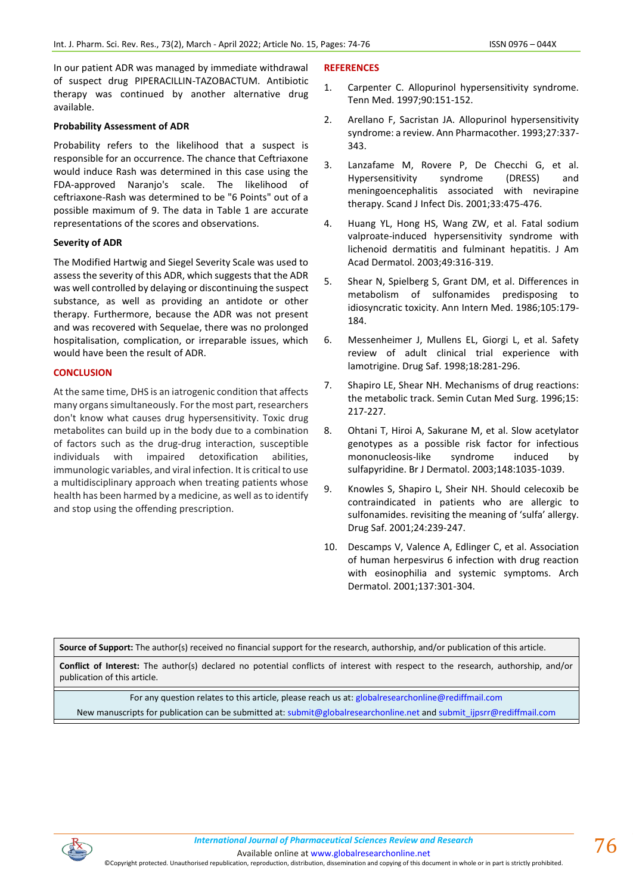In our patient ADR was managed by immediate withdrawal of suspect drug PIPERACILLIN-TAZOBACTUM. Antibiotic therapy was continued by another alternative drug available.

**Probability Assessment of ADR**

Probability refers to the likelihood that a suspect is responsible for an occurrence. The chance that Ceftriaxone would induce Rash was determined in this case using the FDA-approved Naranjo's scale. The likelihood of ceftriaxone-Rash was determined to be "6 Points" out of a possible maximum of 9. The data in Table 1 are accurate representations of the scores and observations.

**Severity of ADR**

The Modified Hartwig and Siegel Severity Scale was used to assess the severity of this ADR, which suggests that the ADR was well controlled by delaying or discontinuing the suspect substance, as well as providing an antidote or other therapy. Furthermore, because the ADR was not present and was recovered with Sequelae, there was no prolonged hospitalisation, complication, or irreparable issues, which would have been the result of ADR.

## CONCLUSION

At the same time, DHS is an iatrogenic condition that affects many organs simultaneously. For the most part, researchers don't know what causes drug hypersensitivity. Toxic drug metabolites can build up in the body due to a combination of factors such as the drug-drug interaction, susceptible individuals with impaired detoxification abilities, immunologic variables, and viral infection. It is critical to use a multidisciplinary approach when treating patients whose health has been harmed by a medicine, as well as to identify and stop using the offending prescription.

## REFERENCES

1. Carpenter C. Allopurinol hypersensitivity syndrome. Tenn Med. 1997;90:151-152.
2. Arellano F, Sacristan JA. Allopurinol hypersensitivity syndrome: a review. Ann Pharmacother. 1993;27:337-343.
3. Lanzafame M, Rovere P, De Checchi G, et al. Hypersensitivity syndrome (DRESS) and meningoencephalitis associated with nevirapine therapy. Scand J Infect Dis. 2001;33:475-476.
4. Huang YL, Hong HS, Wang ZW, et al. Fatal sodium valproate-induced hypersensitivity syndrome with lichenoid dermatitis and fulminant hepatitis. J Am Acad Dermatol. 2003;49:316-319.
5. Shear N, Spielberg S, Grant DM, et al. Differences in metabolism of sulfonamides predisposing to idiosyncratic toxicity. Ann Intern Med. 1986;105:179-184.
6. Messenheimer J, Mullens EL, Giorgi L, et al. Safety review of adult clinical trial experience with lamotrigine. Drug Saf. 1998;18:281-296.
7. Shapiro LE, Shear NH. Mechanisms of drug reactions: the metabolic track. Semin Cutan Med Surg. 1996;15: 217-227.
8. Ohtani T, Hiroi A, Sakurane M, et al. Slow acetylator genotypes as a possible risk factor for infectious mononucleosis-like syndrome induced by sulfapyridine. Br J Dermatol. 2003;148:1035-1039.
9. Knowles S, Shapiro L, Sheir NH. Should celecoxib be contraindicated in patients who are allergic to sulfonamides. revisiting the meaning of 'sulfa' allergy. Drug Saf. 2001;24:239-247.
10. Descamps V, Valence A, Edlinger C, et al. Association of human herpesvirus 6 infection with drug reaction with eosinophilia and systemic symptoms. Arch Dermatol. 2001;137:301-304.

**Source of Support:** The author(s) received no financial support for the research, authorship, and/or publication of this article.

**Conflict of Interest:** The author(s) declared no potential conflicts of interest with respect to the research, authorship, and/or publication of this article.

For any question relates to this article, please reach us at: globalresearchonline@rediffmail.com

New manuscripts for publication can be submitted at: submit@globalresearchonline.net and submit_ijpsrr@rediffmail.com